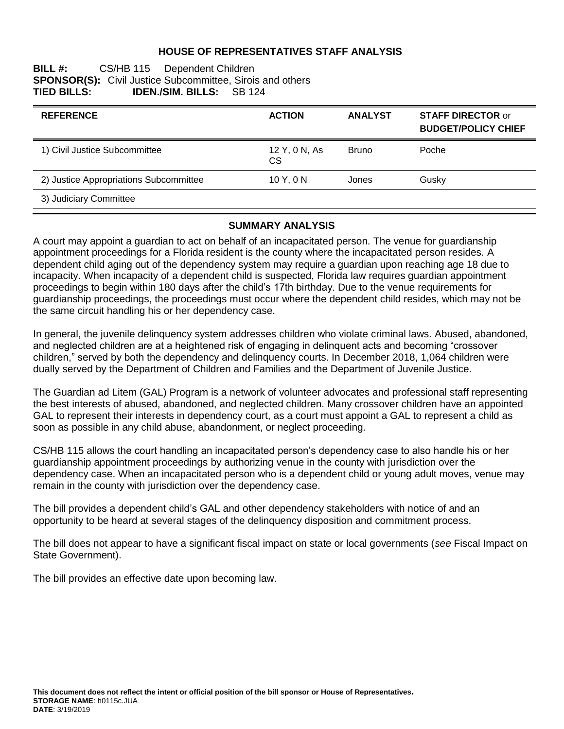# HOUSE OF REPRESENTATIVES STAFF ANALYSIS

**BILL #:** CS/HB 115 Dependent Children
**SPONSOR(S):** Civil Justice Subcommittee, Sirois and others
**TIED BILLS:** **IDEN./SIM. BILLS:** SB 124

| REFERENCE | ACTION | ANALYST | STAFF DIRECTOR or BUDGET/POLICY CHIEF |
|---|---|---|---|
| 1) Civil Justice Subcommittee | 12 Y, 0 N, As CS | Bruno | Poche |
| 2) Justice Appropriations Subcommittee | 10 Y, 0 N | Jones | Gusky |
| 3) Judiciary Committee | | | |

## SUMMARY ANALYSIS

A court may appoint a guardian to act on behalf of an incapacitated person. The venue for guardianship appointment proceedings for a Florida resident is the county where the incapacitated person resides. A dependent child aging out of the dependency system may require a guardian upon reaching age 18 due to incapacity. When incapacity of a dependent child is suspected, Florida law requires guardian appointment proceedings to begin within 180 days after the child's 17th birthday. Due to the venue requirements for guardianship proceedings, the proceedings must occur where the dependent child resides, which may not be the same circuit handling his or her dependency case.

In general, the juvenile delinquency system addresses children who violate criminal laws. Abused, abandoned, and neglected children are at a heightened risk of engaging in delinquent acts and becoming "crossover children," served by both the dependency and delinquency courts. In December 2018, 1,064 children were dually served by the Department of Children and Families and the Department of Juvenile Justice.

The Guardian ad Litem (GAL) Program is a network of volunteer advocates and professional staff representing the best interests of abused, abandoned, and neglected children. Many crossover children have an appointed GAL to represent their interests in dependency court, as a court must appoint a GAL to represent a child as soon as possible in any child abuse, abandonment, or neglect proceeding.

CS/HB 115 allows the court handling an incapacitated person's dependency case to also handle his or her guardianship appointment proceedings by authorizing venue in the county with jurisdiction over the dependency case. When an incapacitated person who is a dependent child or young adult moves, venue may remain in the county with jurisdiction over the dependency case.

The bill provides a dependent child's GAL and other dependency stakeholders with notice of and an opportunity to be heard at several stages of the delinquency disposition and commitment process.

The bill does not appear to have a significant fiscal impact on state or local governments (*see* Fiscal Impact on State Government).

The bill provides an effective date upon becoming law.

**This document does not reflect the intent or official position of the bill sponsor or House of Representatives.**
**STORAGE NAME**: h0115c.JUA
**DATE**: 3/19/2019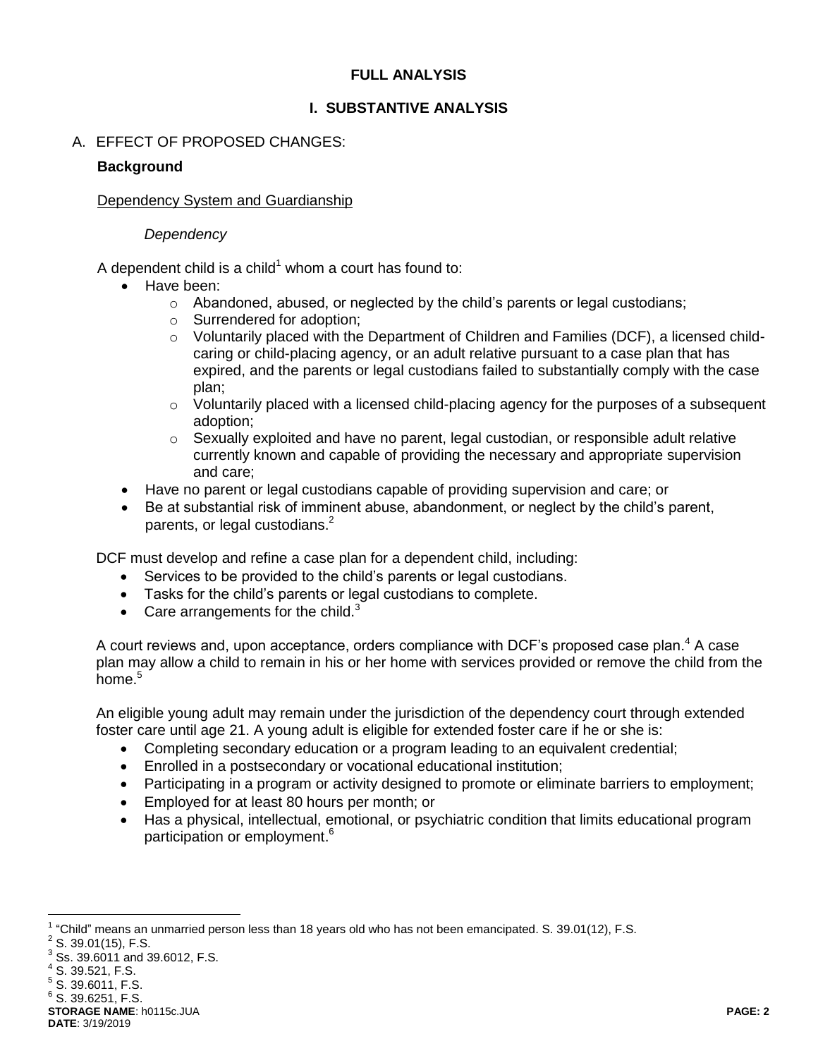## FULL ANALYSIS

## I. SUBSTANTIVE ANALYSIS

A. EFFECT OF PROPOSED CHANGES:

**Background**

Dependency System and Guardianship

*Dependency*

A dependent child is a child[1] whom a court has found to:

- Have been:
  - Abandoned, abused, or neglected by the child's parents or legal custodians;
  - Surrendered for adoption;
  - Voluntarily placed with the Department of Children and Families (DCF), a licensed child-caring or child-placing agency, or an adult relative pursuant to a case plan that has expired, and the parents or legal custodians failed to substantially comply with the case plan;
  - Voluntarily placed with a licensed child-placing agency for the purposes of a subsequent adoption;
  - Sexually exploited and have no parent, legal custodian, or responsible adult relative currently known and capable of providing the necessary and appropriate supervision and care;
- Have no parent or legal custodians capable of providing supervision and care; or
- Be at substantial risk of imminent abuse, abandonment, or neglect by the child's parent, parents, or legal custodians.[2]

DCF must develop and refine a case plan for a dependent child, including:

- Services to be provided to the child's parents or legal custodians.
- Tasks for the child's parents or legal custodians to complete.
- Care arrangements for the child.[3]

A court reviews and, upon acceptance, orders compliance with DCF's proposed case plan.[4] A case plan may allow a child to remain in his or her home with services provided or remove the child from the home.[5]

An eligible young adult may remain under the jurisdiction of the dependency court through extended foster care until age 21. A young adult is eligible for extended foster care if he or she is:

- Completing secondary education or a program leading to an equivalent credential;
- Enrolled in a postsecondary or vocational educational institution;
- Participating in a program or activity designed to promote or eliminate barriers to employment;
- Employed for at least 80 hours per month; or
- Has a physical, intellectual, emotional, or psychiatric condition that limits educational program participation or employment.[6]

---

[1] "Child" means an unmarried person less than 18 years old who has not been emancipated. S. 39.01(12), F.S.

[2] S. 39.01(15), F.S.

[3] Ss. 39.6011 and 39.6012, F.S.

[4] S. 39.521, F.S.

[5] S. 39.6011, F.S.

[6] S. 39.6251, F.S.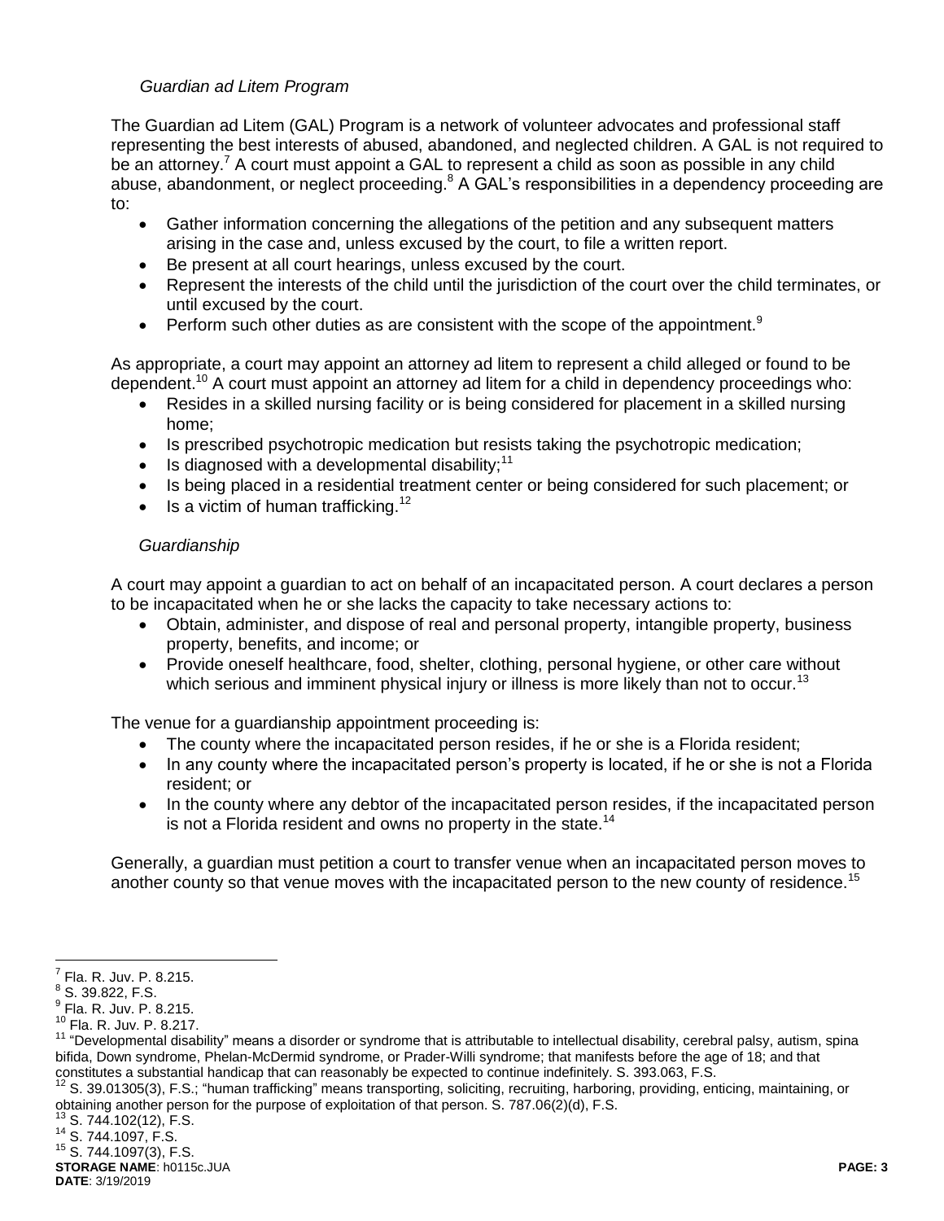*Guardian ad Litem Program*

The Guardian ad Litem (GAL) Program is a network of volunteer advocates and professional staff representing the best interests of abused, abandoned, and neglected children. A GAL is not required to be an attorney.[7] A court must appoint a GAL to represent a child as soon as possible in any child abuse, abandonment, or neglect proceeding.[8] A GAL's responsibilities in a dependency proceeding are to:

- Gather information concerning the allegations of the petition and any subsequent matters arising in the case and, unless excused by the court, to file a written report.
- Be present at all court hearings, unless excused by the court.
- Represent the interests of the child until the jurisdiction of the court over the child terminates, or until excused by the court.
- Perform such other duties as are consistent with the scope of the appointment.[9]

As appropriate, a court may appoint an attorney ad litem to represent a child alleged or found to be dependent.[10] A court must appoint an attorney ad litem for a child in dependency proceedings who:

- Resides in a skilled nursing facility or is being considered for placement in a skilled nursing home;
- Is prescribed psychotropic medication but resists taking the psychotropic medication;
- Is diagnosed with a developmental disability;[11]
- Is being placed in a residential treatment center or being considered for such placement; or
- Is a victim of human trafficking.[12]

*Guardianship*

A court may appoint a guardian to act on behalf of an incapacitated person. A court declares a person to be incapacitated when he or she lacks the capacity to take necessary actions to:

- Obtain, administer, and dispose of real and personal property, intangible property, business property, benefits, and income; or
- Provide oneself healthcare, food, shelter, clothing, personal hygiene, or other care without which serious and imminent physical injury or illness is more likely than not to occur.[13]

The venue for a guardianship appointment proceeding is:

- The county where the incapacitated person resides, if he or she is a Florida resident;
- In any county where the incapacitated person's property is located, if he or she is not a Florida resident; or
- In the county where any debtor of the incapacitated person resides, if the incapacitated person is not a Florida resident and owns no property in the state.[14]

Generally, a guardian must petition a court to transfer venue when an incapacitated person moves to another county so that venue moves with the incapacitated person to the new county of residence.[15]

---

[7] Fla. R. Juv. P. 8.215.

[8] S. 39.822, F.S.

[9] Fla. R. Juv. P. 8.215.

[10] Fla. R. Juv. P. 8.217.

[11] "Developmental disability" means a disorder or syndrome that is attributable to intellectual disability, cerebral palsy, autism, spina bifida, Down syndrome, Phelan-McDermid syndrome, or Prader-Willi syndrome; that manifests before the age of 18; and that constitutes a substantial handicap that can reasonably be expected to continue indefinitely. S. 393.063, F.S.

[12] S. 39.01305(3), F.S.; "human trafficking" means transporting, soliciting, recruiting, harboring, providing, enticing, maintaining, or obtaining another person for the purpose of exploitation of that person. S. 787.06(2)(d), F.S.

[13] S. 744.102(12), F.S.

[14] S. 744.1097, F.S.

[15] S. 744.1097(3), F.S.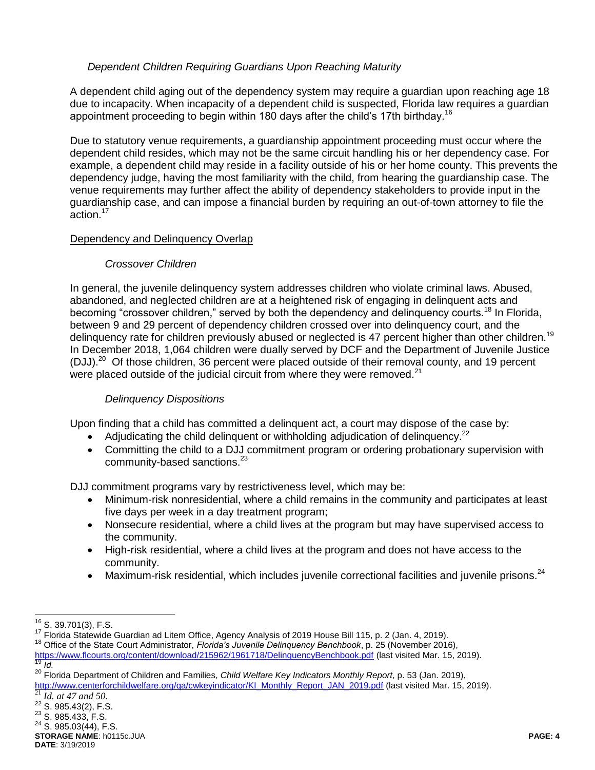*Dependent Children Requiring Guardians Upon Reaching Maturity*

A dependent child aging out of the dependency system may require a guardian upon reaching age 18 due to incapacity. When incapacity of a dependent child is suspected, Florida law requires a guardian appointment proceeding to begin within 180 days after the child's 17th birthday.[16]

Due to statutory venue requirements, a guardianship appointment proceeding must occur where the dependent child resides, which may not be the same circuit handling his or her dependency case. For example, a dependent child may reside in a facility outside of his or her home county. This prevents the dependency judge, having the most familiarity with the child, from hearing the guardianship case. The venue requirements may further affect the ability of dependency stakeholders to provide input in the guardianship case, and can impose a financial burden by requiring an out-of-town attorney to file the action.[17]

<u>Dependency and Delinquency Overlap</u>

*Crossover Children*

In general, the juvenile delinquency system addresses children who violate criminal laws. Abused, abandoned, and neglected children are at a heightened risk of engaging in delinquent acts and becoming "crossover children," served by both the dependency and delinquency courts.[18] In Florida, between 9 and 29 percent of dependency children crossed over into delinquency court, and the delinquency rate for children previously abused or neglected is 47 percent higher than other children.[19] In December 2018, 1,064 children were dually served by DCF and the Department of Juvenile Justice (DJJ).[20] Of those children, 36 percent were placed outside of their removal county, and 19 percent were placed outside of the judicial circuit from where they were removed.[21]

*Delinquency Dispositions*

Upon finding that a child has committed a delinquent act, a court may dispose of the case by:

- Adjudicating the child delinquent or withholding adjudication of delinquency.[22]
- Committing the child to a DJJ commitment program or ordering probationary supervision with community-based sanctions.[23]

DJJ commitment programs vary by restrictiveness level, which may be:

- Minimum-risk nonresidential, where a child remains in the community and participates at least five days per week in a day treatment program;
- Nonsecure residential, where a child lives at the program but may have supervised access to the community.
- High-risk residential, where a child lives at the program and does not have access to the community.
- Maximum-risk residential, which includes juvenile correctional facilities and juvenile prisons.[24]

---

[16] S. 39.701(3), F.S.

[17] Florida Statewide Guardian ad Litem Office, Agency Analysis of 2019 House Bill 115, p. 2 (Jan. 4, 2019).

[18] Office of the State Court Administrator, *Florida's Juvenile Delinquency Benchbook*, p. 25 (November 2016), https://www.flcourts.org/content/download/215962/1961718/DelinquencyBenchbook.pdf (last visited Mar. 15, 2019).

[19] *Id.*

[20] Florida Department of Children and Families, *Child Welfare Key Indicators Monthly Report*, p. 53 (Jan. 2019), http://www.centerforchildwelfare.org/qa/cwkeyindicator/KI_Monthly_Report_JAN_2019.pdf (last visited Mar. 15, 2019).

[21] *Id. at 47 and 50.*

[22] S. 985.43(2), F.S.

[23] S. 985.433, F.S.

[24] S. 985.03(44), F.S.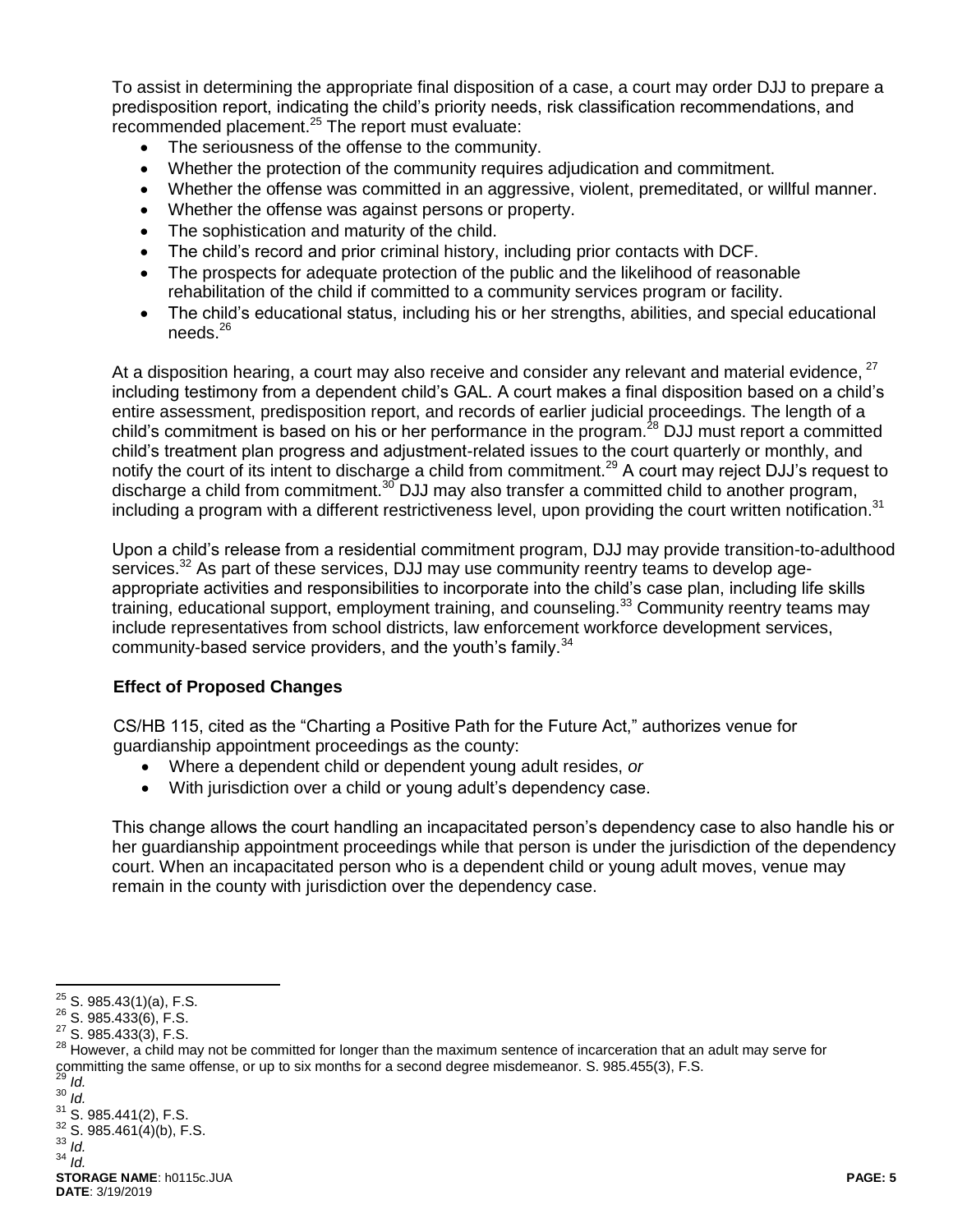To assist in determining the appropriate final disposition of a case, a court may order DJJ to prepare a predisposition report, indicating the child's priority needs, risk classification recommendations, and recommended placement.[25] The report must evaluate:

- The seriousness of the offense to the community.
- Whether the protection of the community requires adjudication and commitment.
- Whether the offense was committed in an aggressive, violent, premeditated, or willful manner.
- Whether the offense was against persons or property.
- The sophistication and maturity of the child.
- The child's record and prior criminal history, including prior contacts with DCF.
- The prospects for adequate protection of the public and the likelihood of reasonable rehabilitation of the child if committed to a community services program or facility.
- The child's educational status, including his or her strengths, abilities, and special educational needs.[26]

At a disposition hearing, a court may also receive and consider any relevant and material evidence,[27] including testimony from a dependent child's GAL. A court makes a final disposition based on a child's entire assessment, predisposition report, and records of earlier judicial proceedings. The length of a child's commitment is based on his or her performance in the program.[28] DJJ must report a committed child's treatment plan progress and adjustment-related issues to the court quarterly or monthly, and notify the court of its intent to discharge a child from commitment.[29] A court may reject DJJ's request to discharge a child from commitment.[30] DJJ may also transfer a committed child to another program, including a program with a different restrictiveness level, upon providing the court written notification.[31]

Upon a child's release from a residential commitment program, DJJ may provide transition-to-adulthood services.[32] As part of these services, DJJ may use community reentry teams to develop age-appropriate activities and responsibilities to incorporate into the child's case plan, including life skills training, educational support, employment training, and counseling.[33] Community reentry teams may include representatives from school districts, law enforcement workforce development services, community-based service providers, and the youth's family.[34]

**Effect of Proposed Changes**

CS/HB 115, cited as the "Charting a Positive Path for the Future Act," authorizes venue for guardianship appointment proceedings as the county:

- Where a dependent child or dependent young adult resides, *or*
- With jurisdiction over a child or young adult's dependency case.

This change allows the court handling an incapacitated person's dependency case to also handle his or her guardianship appointment proceedings while that person is under the jurisdiction of the dependency court. When an incapacitated person who is a dependent child or young adult moves, venue may remain in the county with jurisdiction over the dependency case.

[25] S. 985.43(1)(a), F.S.
[26] S. 985.433(6), F.S.
[27] S. 985.433(3), F.S.
[28] However, a child may not be committed for longer than the maximum sentence of incarceration that an adult may serve for committing the same offense, or up to six months for a second degree misdemeanor. S. 985.455(3), F.S.
[29] *Id.*
[30] *Id.*
[31] S. 985.441(2), F.S.
[32] S. 985.461(4)(b), F.S.
[33] *Id.*
[34] *Id.*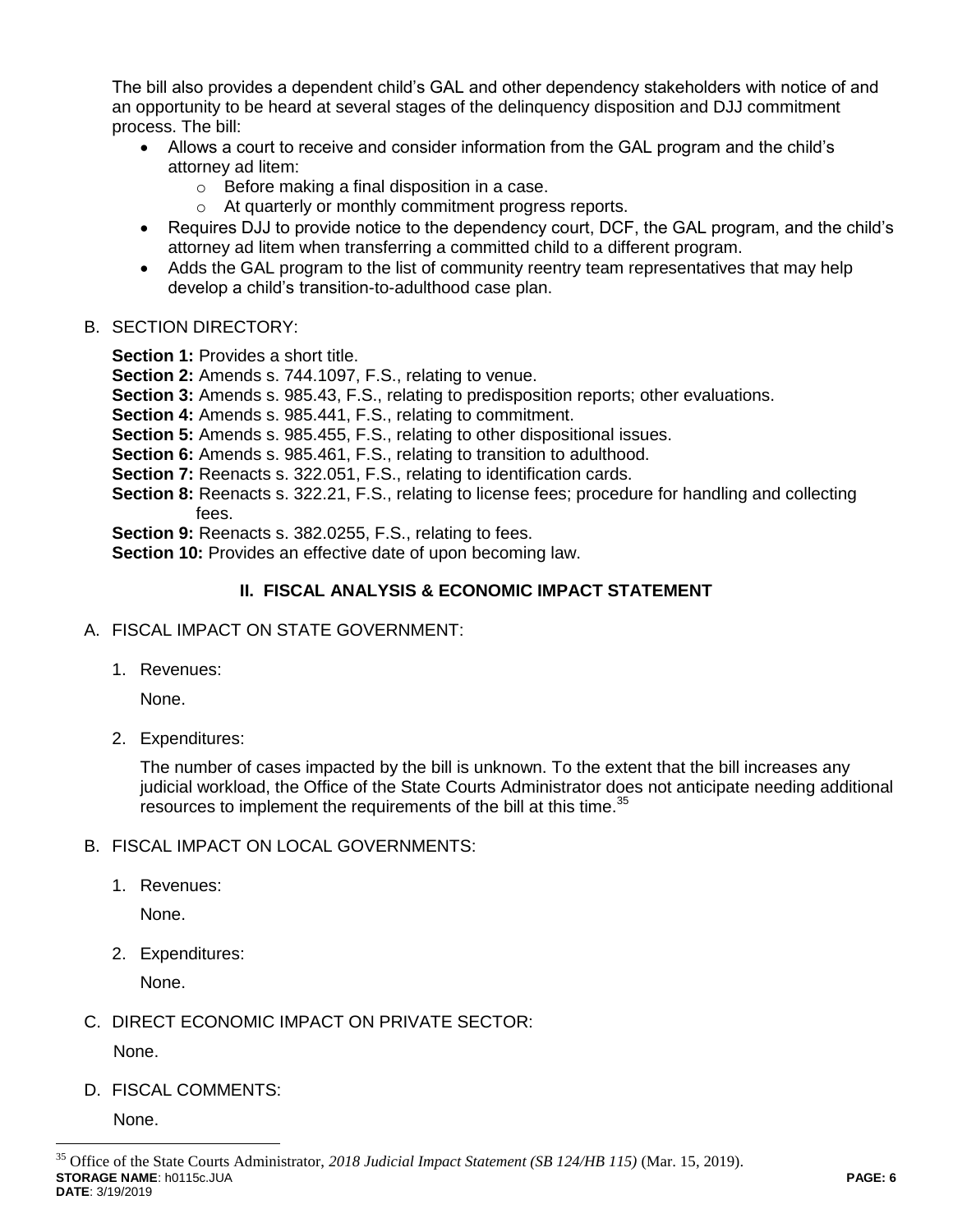The bill also provides a dependent child's GAL and other dependency stakeholders with notice of and an opportunity to be heard at several stages of the delinquency disposition and DJJ commitment process. The bill:

- Allows a court to receive and consider information from the GAL program and the child's attorney ad litem:
  - Before making a final disposition in a case.
  - At quarterly or monthly commitment progress reports.
- Requires DJJ to provide notice to the dependency court, DCF, the GAL program, and the child's attorney ad litem when transferring a committed child to a different program.
- Adds the GAL program to the list of community reentry team representatives that may help develop a child's transition-to-adulthood case plan.

B. SECTION DIRECTORY:

**Section 1:** Provides a short title.
**Section 2:** Amends s. 744.1097, F.S., relating to venue.
**Section 3:** Amends s. 985.43, F.S., relating to predisposition reports; other evaluations.
**Section 4:** Amends s. 985.441, F.S., relating to commitment.
**Section 5:** Amends s. 985.455, F.S., relating to other dispositional issues.
**Section 6:** Amends s. 985.461, F.S., relating to transition to adulthood.
**Section 7:** Reenacts s. 322.051, F.S., relating to identification cards.
**Section 8:** Reenacts s. 322.21, F.S., relating to license fees; procedure for handling and collecting fees.
**Section 9:** Reenacts s. 382.0255, F.S., relating to fees.
**Section 10:** Provides an effective date of upon becoming law.

## II. FISCAL ANALYSIS & ECONOMIC IMPACT STATEMENT

A. FISCAL IMPACT ON STATE GOVERNMENT:

1. Revenues:

   None.

2. Expenditures:

   The number of cases impacted by the bill is unknown. To the extent that the bill increases any judicial workload, the Office of the State Courts Administrator does not anticipate needing additional resources to implement the requirements of the bill at this time.[35]

B. FISCAL IMPACT ON LOCAL GOVERNMENTS:

1. Revenues:

   None.

2. Expenditures:

   None.

C. DIRECT ECONOMIC IMPACT ON PRIVATE SECTOR:

None.

D. FISCAL COMMENTS:

None.

[35] Office of the State Courts Administrator, *2018 Judicial Impact Statement (SB 124/HB 115)* (Mar. 15, 2019).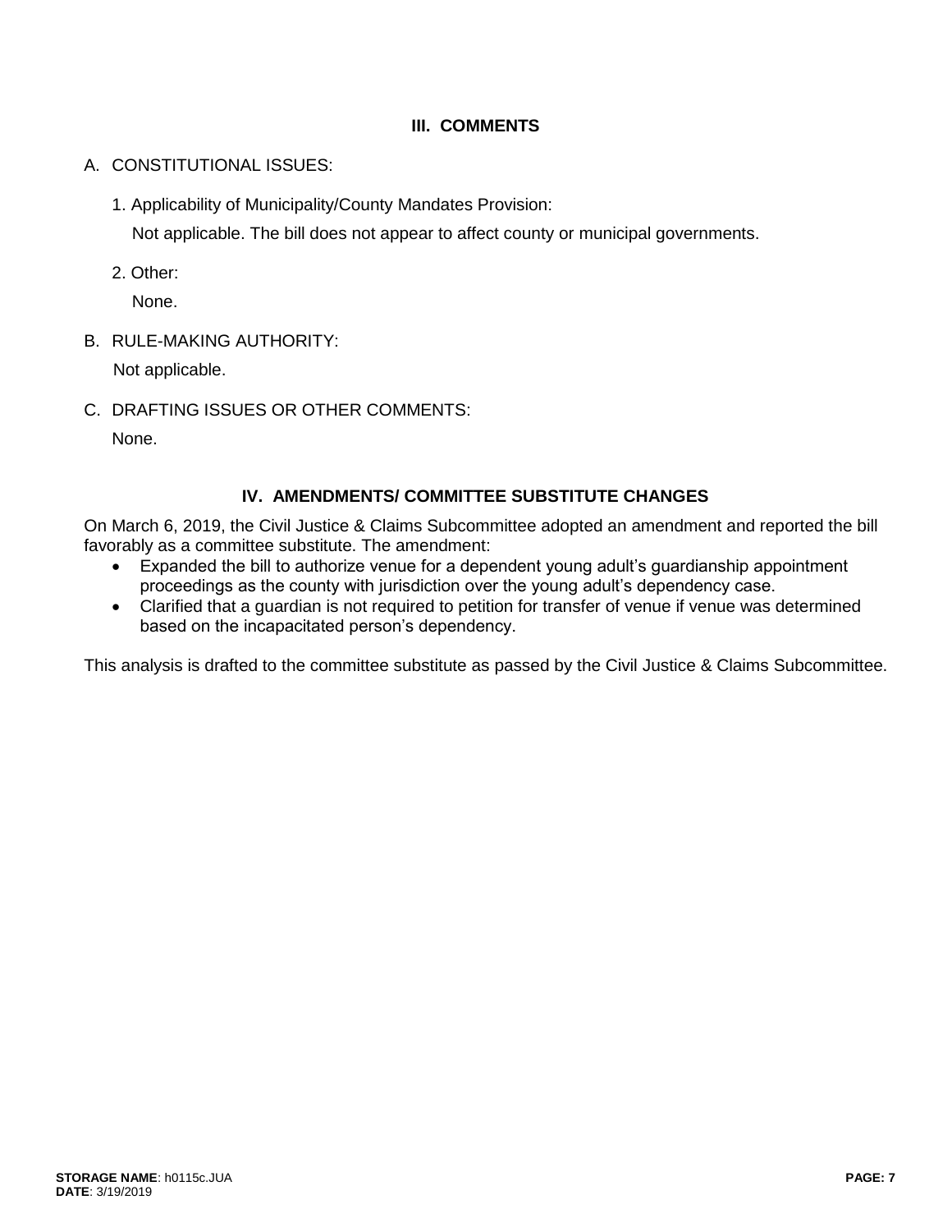## III. COMMENTS

A. CONSTITUTIONAL ISSUES:

1. Applicability of Municipality/County Mandates Provision:

   Not applicable. The bill does not appear to affect county or municipal governments.

2. Other:

   None.

B. RULE-MAKING AUTHORITY:

   Not applicable.

C. DRAFTING ISSUES OR OTHER COMMENTS:

   None.

## IV. AMENDMENTS/ COMMITTEE SUBSTITUTE CHANGES

On March 6, 2019, the Civil Justice & Claims Subcommittee adopted an amendment and reported the bill favorably as a committee substitute. The amendment:

- Expanded the bill to authorize venue for a dependent young adult's guardianship appointment proceedings as the county with jurisdiction over the young adult's dependency case.
- Clarified that a guardian is not required to petition for transfer of venue if venue was determined based on the incapacitated person's dependency.

This analysis is drafted to the committee substitute as passed by the Civil Justice & Claims Subcommittee.